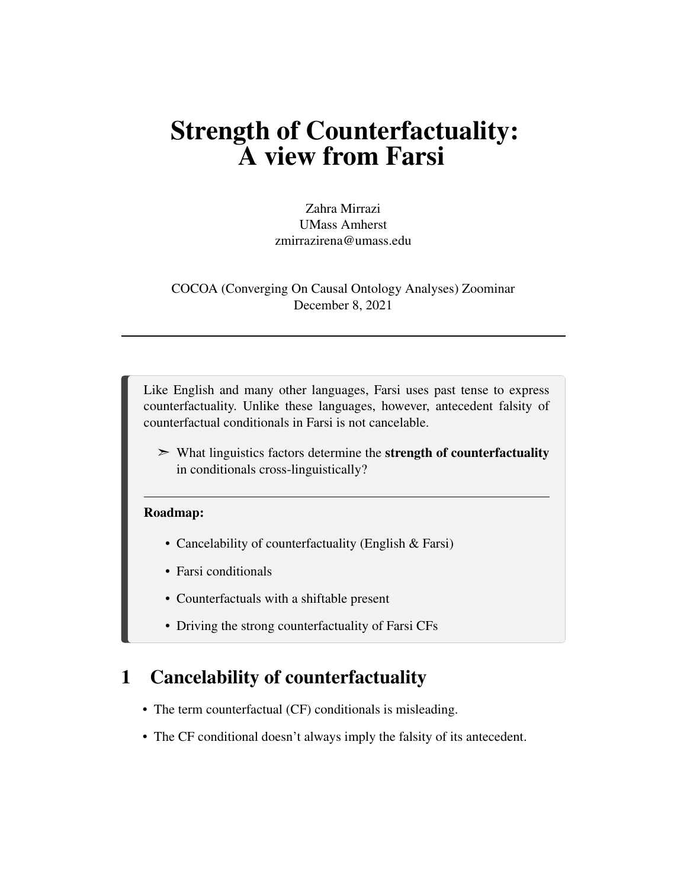# Strength of Counterfactuality: A view from Farsi

Zahra Mirrazi
UMass Amherst
zmirrazirena@umass.edu

COCOA (Converging On Causal Ontology Analyses) Zoominar
December 8, 2021

---

Like English and many other languages, Farsi uses past tense to express counterfactuality. Unlike these languages, however, antecedent falsity of counterfactual conditionals in Farsi is not cancelable.

➣ What linguistics factors determine the **strength of counterfactuality** in conditionals cross-linguistically?

---

**Roadmap:**

- Cancelability of counterfactuality (English & Farsi)
- Farsi conditionals
- Counterfactuals with a shiftable present
- Driving the strong counterfactuality of Farsi CFs

## 1 Cancelability of counterfactuality

- The term counterfactual (CF) conditionals is misleading.
- The CF conditional doesn't always imply the falsity of its antecedent.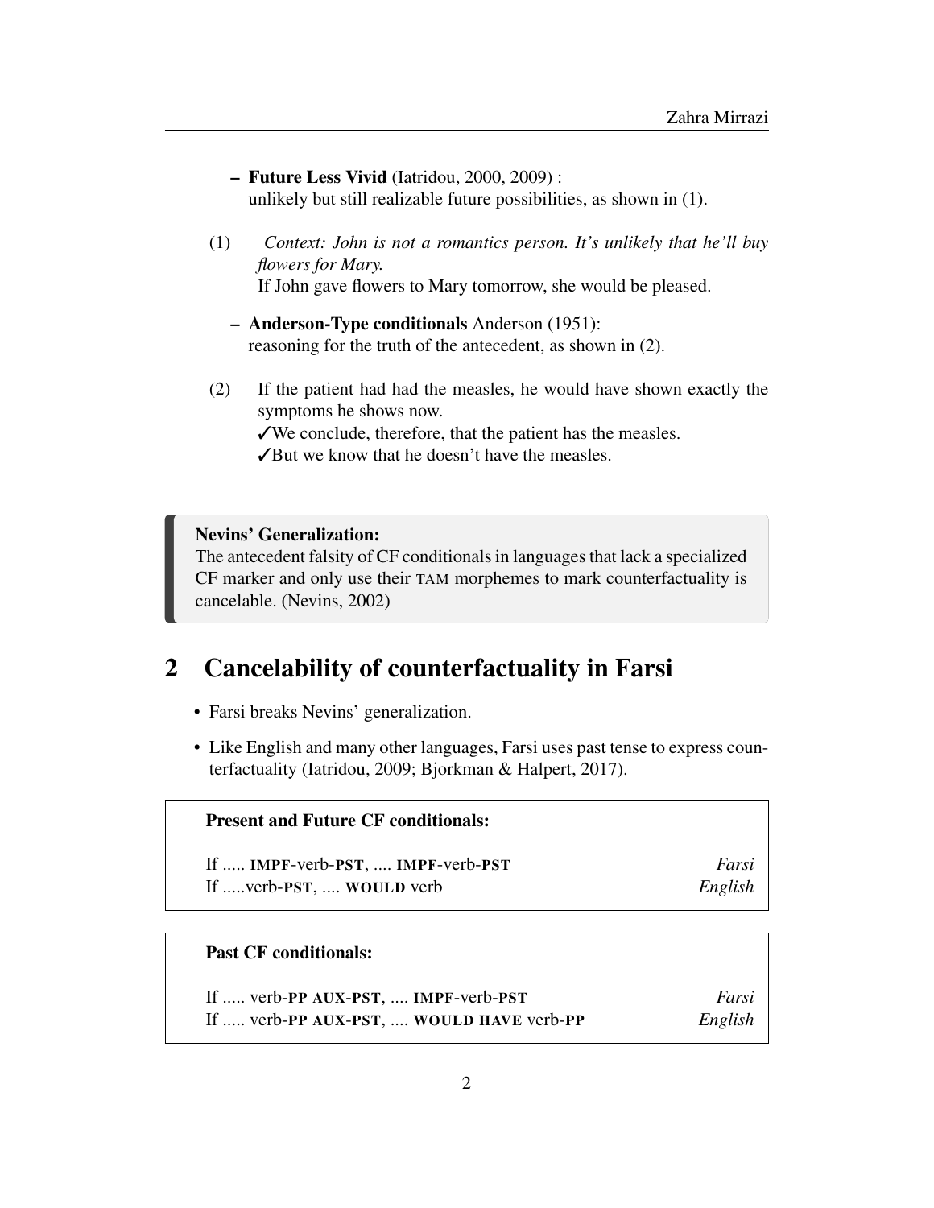- **Future Less Vivid** (Iatridou, 2000, 2009) :
  unlikely but still realizable future possibilities, as shown in (1).

(1) *Context: John is not a romantics person. It's unlikely that he'll buy flowers for Mary.*
If John gave flowers to Mary tomorrow, she would be pleased.

- **Anderson-Type conditionals** Anderson (1951):
  reasoning for the truth of the antecedent, as shown in (2).

(2) If the patient had had the measles, he would have shown exactly the symptoms he shows now.
✓We conclude, therefore, that the patient has the measles.
✓But we know that he doesn't have the measles.

> **Nevins' Generalization:**
> The antecedent falsity of CF conditionals in languages that lack a specialized CF marker and only use their TAM morphemes to mark counterfactuality is cancelable. (Nevins, 2002)

## 2 Cancelability of counterfactuality in Farsi

- Farsi breaks Nevins' generalization.
- Like English and many other languages, Farsi uses past tense to express counterfactuality (Iatridou, 2009; Bjorkman & Halpert, 2017).

**Present and Future CF conditionals:**

| | |
|---|---|
| If ..... **IMPF**-verb-**PST**, .... **IMPF**-verb-**PST** | *Farsi* |
| If .....verb-**PST**, .... **WOULD** verb | *English* |

**Past CF conditionals:**

| | |
|---|---|
| If ..... verb-**PP AUX**-**PST**, .... **IMPF**-verb-**PST** | *Farsi* |
| If ..... verb-**PP AUX**-**PST**, .... **WOULD HAVE** verb-**PP** | *English* |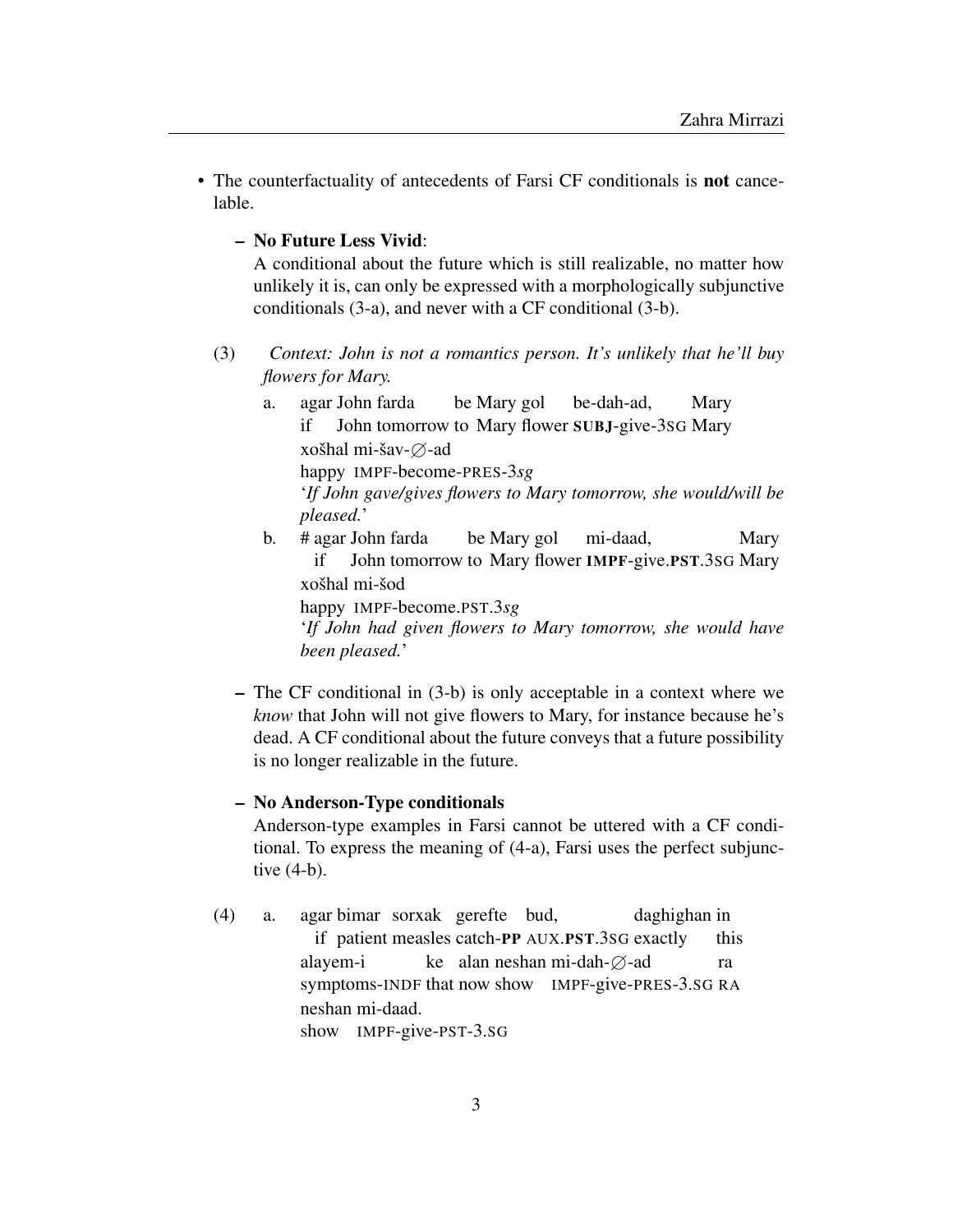- The counterfactuality of antecedents of Farsi CF conditionals is **not** cancelable.

  - **No Future Less Vivid**:
    A conditional about the future which is still realizable, no matter how unlikely it is, can only be expressed with a morphologically subjunctive conditionals (3-a), and never with a CF conditional (3-b).

(3) *Context: John is not a romantics person. It's unlikely that he'll buy flowers for Mary.*

a. agar John farda be Mary gol be-dah-ad, Mary xošhal mi-šav-∅-ad
   if John tomorrow to Mary flower **SUBJ**-give-3SG Mary happy IMPF-become-PRES-3*sg*
   '*If John gave/gives flowers to Mary tomorrow, she would/will be pleased.*'

b. # agar John farda be Mary gol mi-daad, Mary xošhal mi-šod
   if John tomorrow to Mary flower **IMPF**-give.**PST**.3SG Mary happy IMPF-become.PST.3*sg*
   '*If John had given flowers to Mary tomorrow, she would have been pleased.*'

  - The CF conditional in (3-b) is only acceptable in a context where we *know* that John will not give flowers to Mary, for instance because he's dead. A CF conditional about the future conveys that a future possibility is no longer realizable in the future.

  - **No Anderson-Type conditionals**
    Anderson-type examples in Farsi cannot be uttered with a CF conditional. To express the meaning of (4-a), Farsi uses the perfect subjunctive (4-b).

(4) a. agar bimar sorxak gerefte bud, daghighan in alayem-i ke alan neshan mi-dah-∅-ad ra neshan mi-daad.
   if patient measles catch-**PP** AUX.**PST**.3SG exactly this symptoms-INDF that now show IMPF-give-PRES-3.SG RA show IMPF-give-PST-3.SG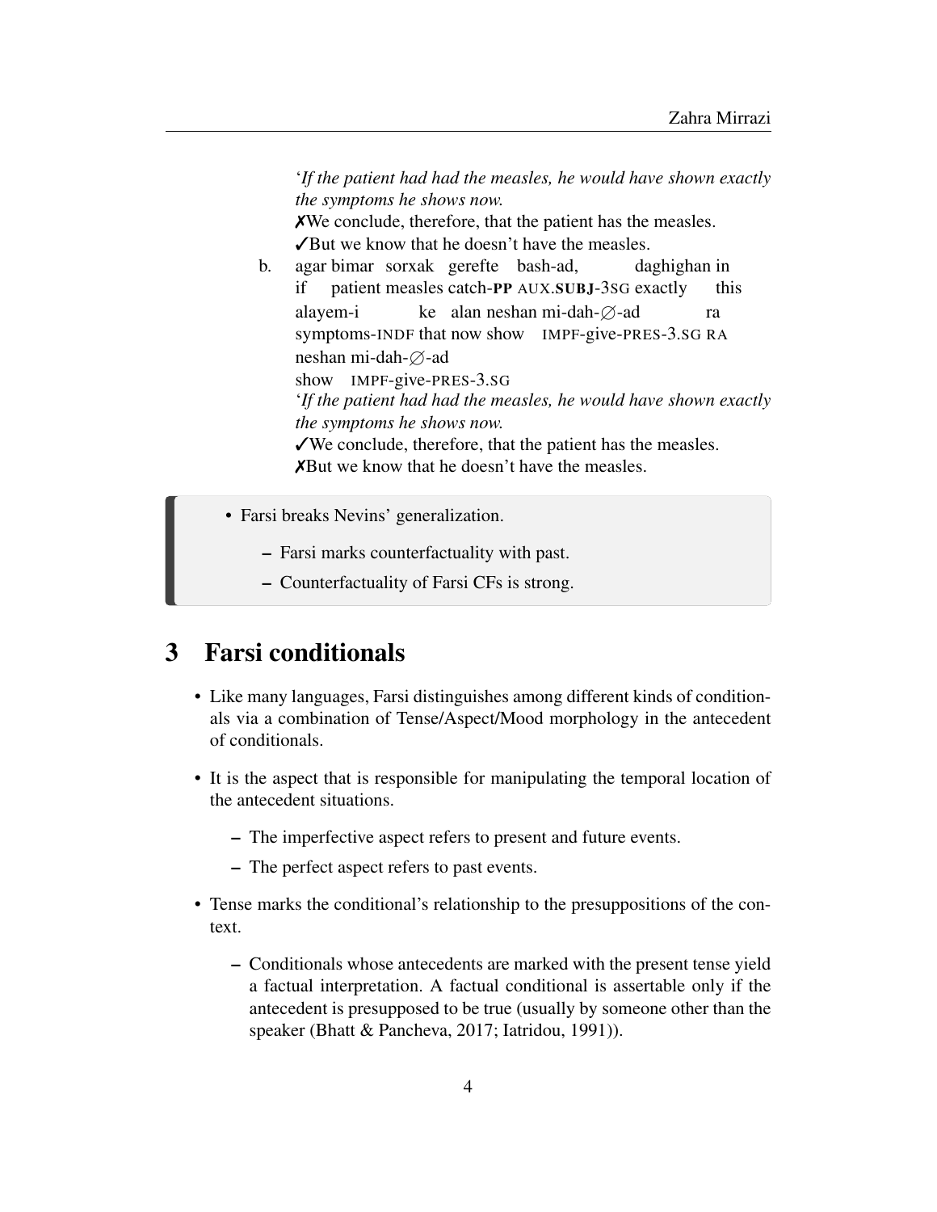'*If the patient had had the measles, he would have shown exactly the symptoms he shows now.*
✗We conclude, therefore, that the patient has the measles.
✓But we know that he doesn't have the measles.

b. agar bimar sorxak gerefte bash-ad, daghighan in
   if patient measles catch-**PP** AUX.**SUBJ**-3SG exactly this
   alayem-i ke alan neshan mi-dah-∅-ad ra
   symptoms-INDF that now show IMPF-give-PRES-3.SG RA
   neshan mi-dah-∅-ad
   show IMPF-give-PRES-3.SG
   '*If the patient had had the measles, he would have shown exactly the symptoms he shows now.*
   ✓We conclude, therefore, that the patient has the measles.
   ✗But we know that he doesn't have the measles.

> - Farsi breaks Nevins' generalization.
>   - Farsi marks counterfactuality with past.
>   - Counterfactuality of Farsi CFs is strong.

## 3 Farsi conditionals

- Like many languages, Farsi distinguishes among different kinds of conditionals via a combination of Tense/Aspect/Mood morphology in the antecedent of conditionals.
- It is the aspect that is responsible for manipulating the temporal location of the antecedent situations.
  - The imperfective aspect refers to present and future events.
  - The perfect aspect refers to past events.
- Tense marks the conditional's relationship to the presuppositions of the context.
  - Conditionals whose antecedents are marked with the present tense yield a factual interpretation. A factual conditional is assertable only if the antecedent is presupposed to be true (usually by someone other than the speaker (Bhatt & Pancheva, 2017; Iatridou, 1991)).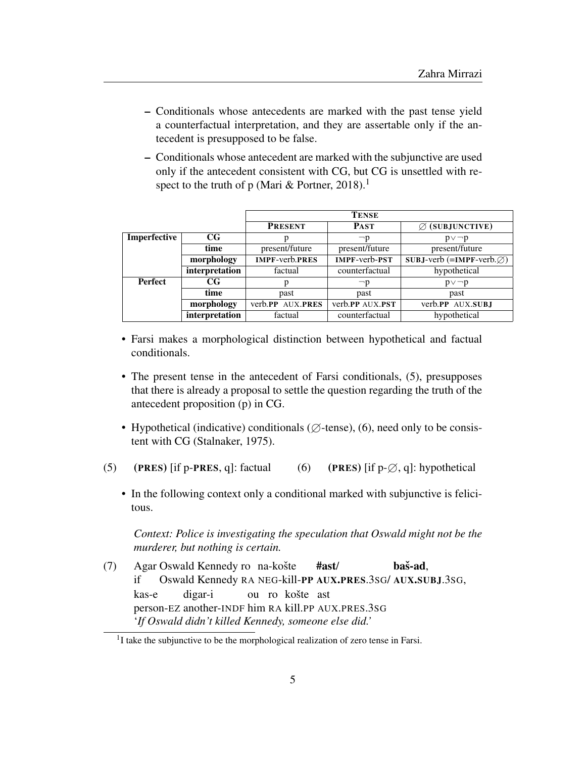- Conditionals whose antecedents are marked with the past tense yield a counterfactual interpretation, and they are assertable only if the antecedent is presupposed to be false.
- Conditionals whose antecedent are marked with the subjunctive are used only if the antecedent consistent with CG, but CG is unsettled with respect to the truth of p (Mari & Portner, 2018).[1]

| | | TENSE | | |
|---|---|---|---|---|
| | | **PRESENT** | **PAST** | $\varnothing$ **(SUBJUNCTIVE)** |
| **Imperfective** | **CG** | p | $\neg$p | p$\vee\neg$p |
| | **time** | present/future | present/future | present/future |
| | **morphology** | **IMPF**-verb.**PRES** | **IMPF**-verb-**PST** | **SUBJ**-verb (=**IMPF**-verb.$\varnothing$) |
| | **interpretation** | factual | counterfactual | hypothetical |
| **Perfect** | **CG** | p | $\neg$p | p$\vee\neg$p |
| | **time** | past | past | past |
| | **morphology** | verb.**PP** AUX.**PRES** | verb.**PP** AUX.**PST** | verb.**PP** AUX.**SUBJ** |
| | **interpretation** | factual | counterfactual | hypothetical |

- Farsi makes a morphological distinction between hypothetical and factual conditionals.
- The present tense in the antecedent of Farsi conditionals, (5), presupposes that there is already a proposal to settle the question regarding the truth of the antecedent proposition (p) in CG.
- Hypothetical (indicative) conditionals ($\varnothing$-tense), (6), need only to be consistent with CG (Stalnaker, 1975).

(5) **(PRES)** [if p-**PRES**, q]: factual (6) **(PRES)** [if p-$\varnothing$, q]: hypothetical

- In the following context only a conditional marked with subjunctive is felicitous.

*Context: Police is investigating the speculation that Oswald might not be the murderer, but nothing is certain.*

(7) Agar Oswald Kennedy ro na-košte **#ast/** **baš-ad**,
if Oswald Kennedy RA NEG-kill-**PP** **AUX.PRES**.3SG/ **AUX.SUBJ**.3SG,
kas-e digar-i ou ro košte ast
person-EZ another-INDF him RA kill.PP AUX.PRES.3SG
'*If Oswald didn't killed Kennedy, someone else did.*'

[1] I take the subjunctive to be the morphological realization of zero tense in Farsi.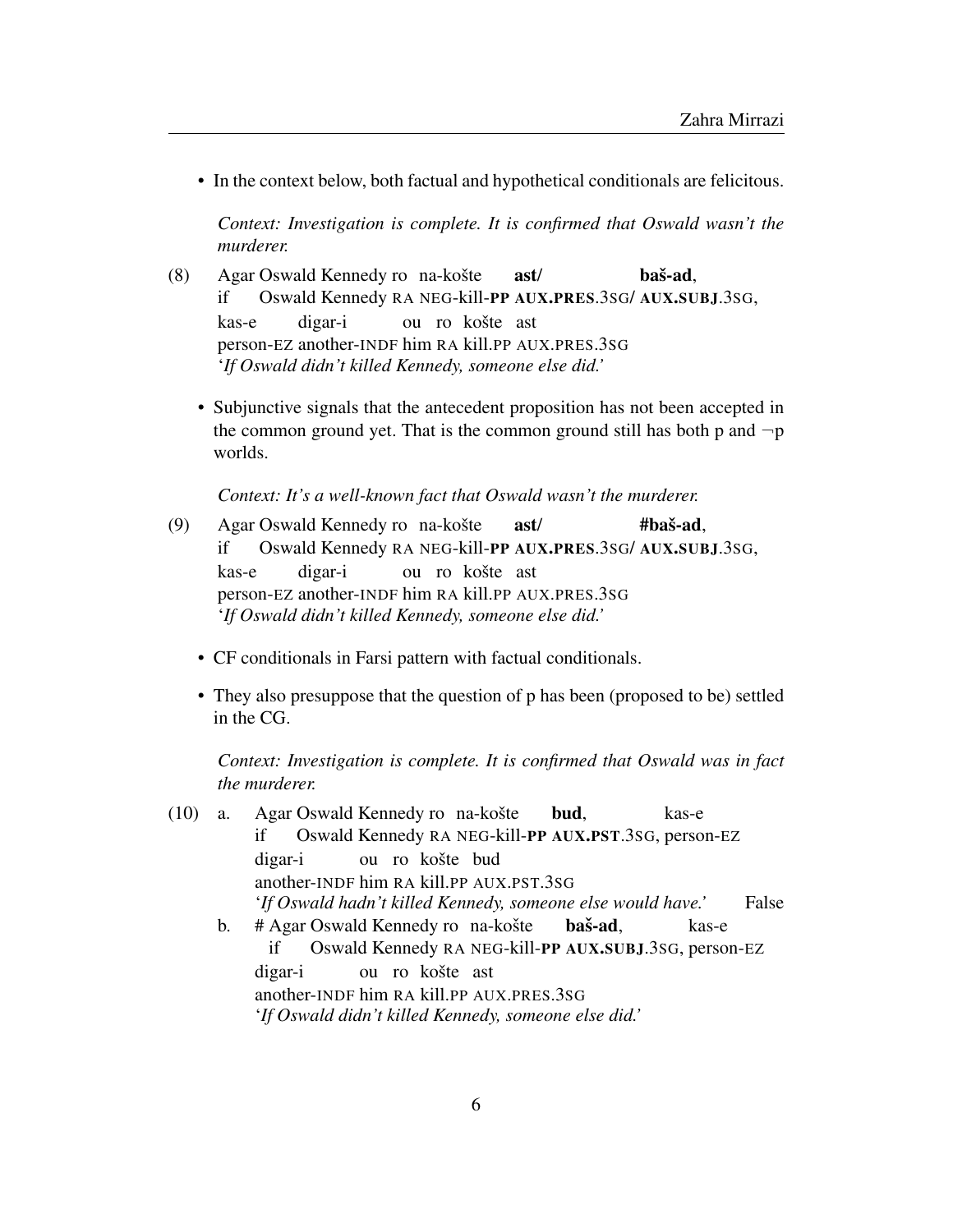- In the context below, both factual and hypothetical conditionals are felicitous.

  *Context: Investigation is complete. It is confirmed that Oswald wasn't the murderer.*

(8) Agar Oswald Kennedy ro na-košte **ast/** **baš-ad**,
    if Oswald Kennedy RA NEG-kill-**PP** **AUX.PRES**.3SG/ **AUX.SUBJ**.3SG,
    kas-e digar-i ou ro košte ast
    person-EZ another-INDF him RA kill.PP AUX.PRES.3SG
    '*If Oswald didn't killed Kennedy, someone else did.*'

- Subjunctive signals that the antecedent proposition has not been accepted in the common ground yet. That is the common ground still has both p and $\neg$p worlds.

  *Context: It's a well-known fact that Oswald wasn't the murderer.*

(9) Agar Oswald Kennedy ro na-košte **ast/** **#baš-ad**,
    if Oswald Kennedy RA NEG-kill-**PP** **AUX.PRES**.3SG/ **AUX.SUBJ**.3SG,
    kas-e digar-i ou ro košte ast
    person-EZ another-INDF him RA kill.PP AUX.PRES.3SG
    '*If Oswald didn't killed Kennedy, someone else did.*'

- CF conditionals in Farsi pattern with factual conditionals.
- They also presuppose that the question of p has been (proposed to be) settled in the CG.

  *Context: Investigation is complete. It is confirmed that Oswald was in fact the murderer.*

(10) a. Agar Oswald Kennedy ro na-košte **bud**, kas-e
        if Oswald Kennedy RA NEG-kill-**PP** **AUX.PST**.3SG, person-EZ
        digar-i ou ro košte bud
        another-INDF him RA kill.PP AUX.PST.3SG
        '*If Oswald hadn't killed Kennedy, someone else would have.*' False

     b. # Agar Oswald Kennedy ro na-košte **baš-ad**, kas-e
        if Oswald Kennedy RA NEG-kill-**PP** **AUX.SUBJ**.3SG, person-EZ
        digar-i ou ro košte ast
        another-INDF him RA kill.PP AUX.PRES.3SG
        '*If Oswald didn't killed Kennedy, someone else did.*'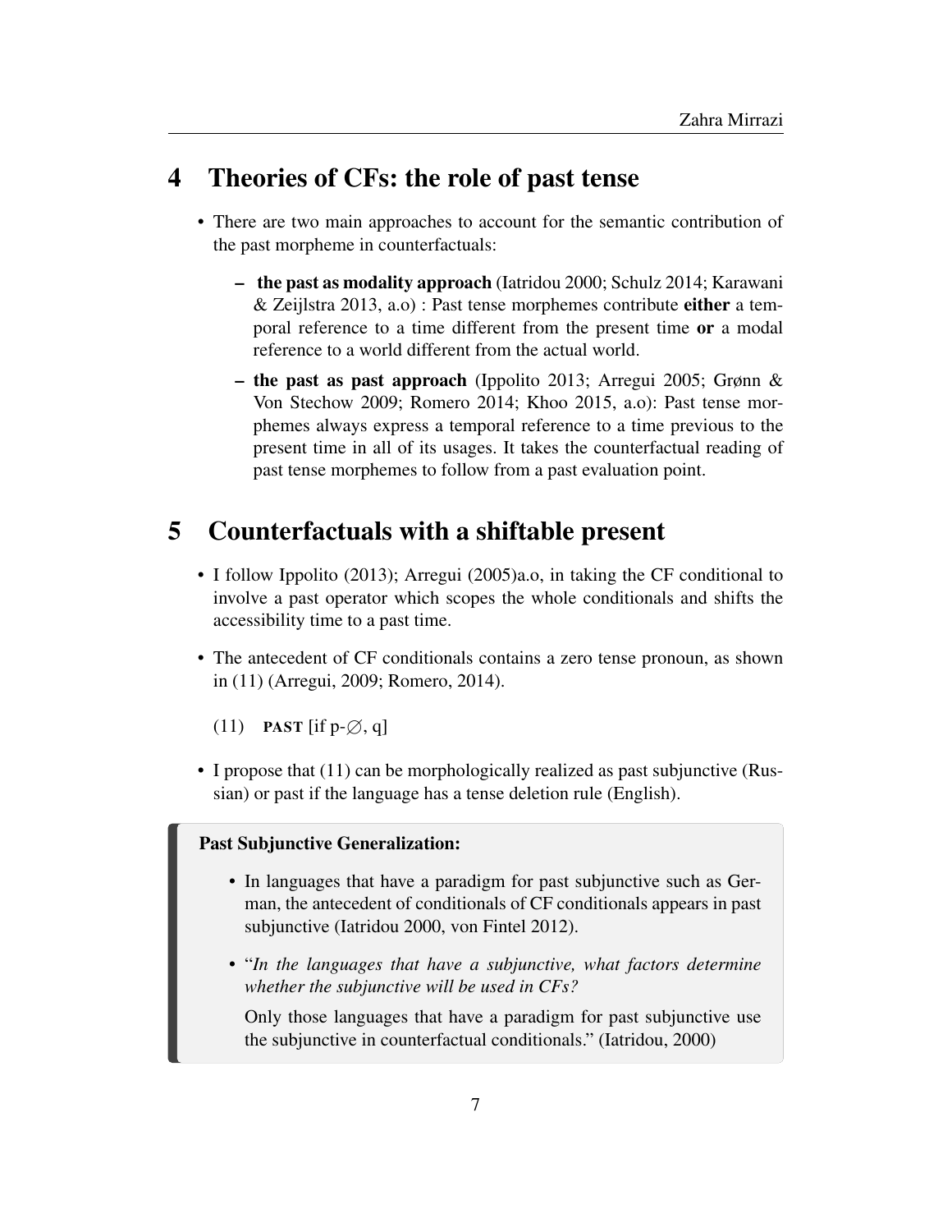## 4 Theories of CFs: the role of past tense

- There are two main approaches to account for the semantic contribution of the past morpheme in counterfactuals:
  - **the past as modality approach** (Iatridou 2000; Schulz 2014; Karawani & Zeijlstra 2013, a.o) : Past tense morphemes contribute **either** a temporal reference to a time different from the present time **or** a modal reference to a world different from the actual world.
  - **the past as past approach** (Ippolito 2013; Arregui 2005; Grønn & Von Stechow 2009; Romero 2014; Khoo 2015, a.o): Past tense morphemes always express a temporal reference to a time previous to the present time in all of its usages. It takes the counterfactual reading of past tense morphemes to follow from a past evaluation point.

## 5 Counterfactuals with a shiftable present

- I follow Ippolito (2013); Arregui (2005)a.o, in taking the CF conditional to involve a past operator which scopes the whole conditionals and shifts the accessibility time to a past time.
- The antecedent of CF conditionals contains a zero tense pronoun, as shown in (11) (Arregui, 2009; Romero, 2014).

  (11) **PAST** [if p-$\emptyset$, q]

- I propose that (11) can be morphologically realized as past subjunctive (Russian) or past if the language has a tense deletion rule (English).

**Past Subjunctive Generalization:**

- In languages that have a paradigm for past subjunctive such as German, the antecedent of conditionals of CF conditionals appears in past subjunctive (Iatridou 2000, von Fintel 2012).
- "*In the languages that have a subjunctive, what factors determine whether the subjunctive will be used in CFs?*

  Only those languages that have a paradigm for past subjunctive use the subjunctive in counterfactual conditionals." (Iatridou, 2000)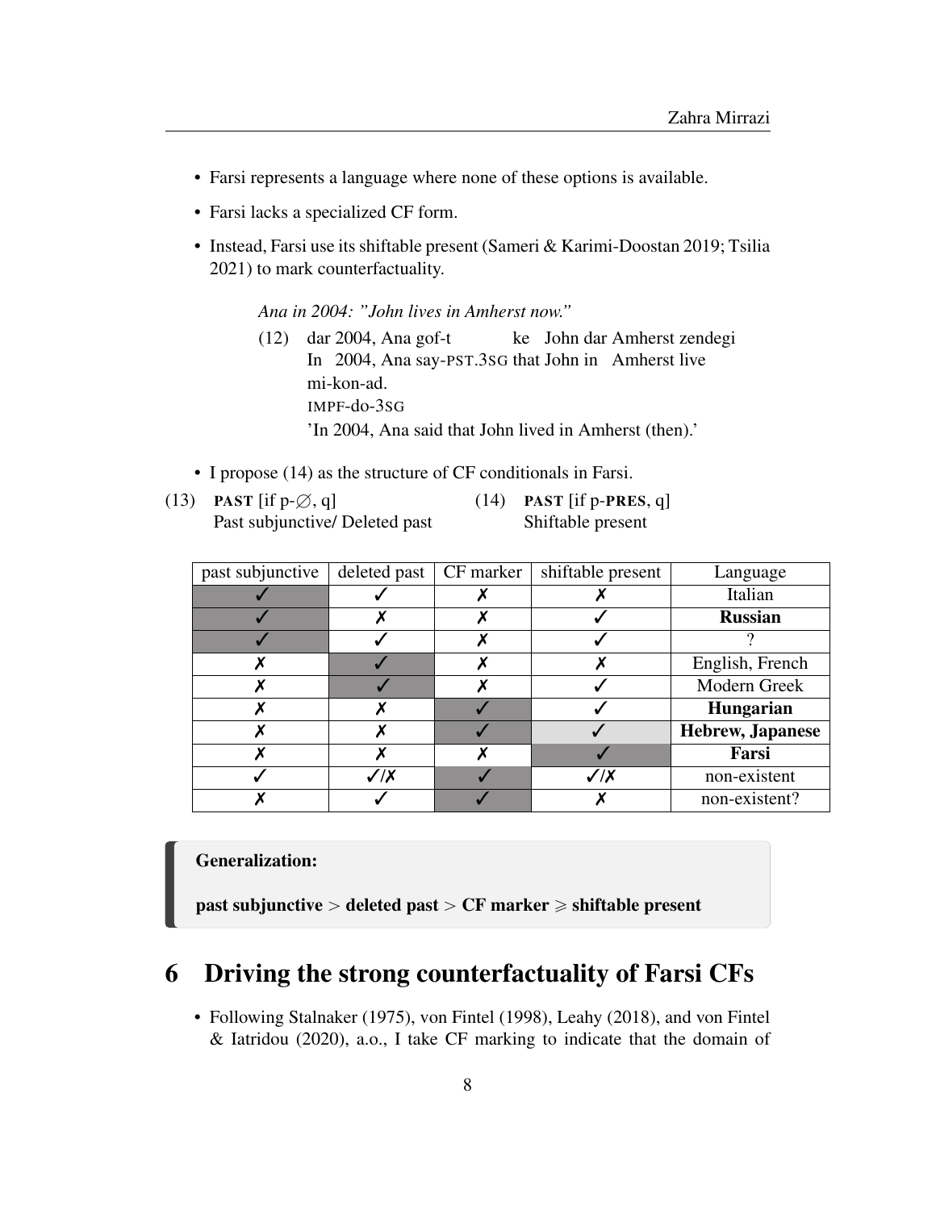- Farsi represents a language where none of these options is available.
- Farsi lacks a specialized CF form.
- Instead, Farsi use its shiftable present (Sameri & Karimi-Doostan 2019; Tsilia 2021) to mark counterfactuality.

*Ana in 2004: "John lives in Amherst now."*

(12) dar 2004, Ana gof-t ke John dar Amherst zendegi mi-kon-ad.
In 2004, Ana say-PST.3SG that John in Amherst live IMPF-do-3SG
'In 2004, Ana said that John lived in Amherst (then).'

- I propose (14) as the structure of CF conditionals in Farsi.

(13) **PAST** [if p-∅, q]
Past subjunctive/ Deleted past

(14) **PAST** [if p-**PRES**, q]
Shiftable present

| past subjunctive | deleted past | CF marker | shiftable present | Language |
|---|---|---|---|---|
| ✓ | ✓ | ✗ | ✗ | Italian |
| ✓ | ✗ | ✗ | ✓ | **Russian** |
| ✓ | ✓ | ✗ | ✓ | ? |
| ✗ | ✓ | ✗ | ✗ | English, French |
| ✗ | ✓ | ✗ | ✓ | Modern Greek |
| ✗ | ✗ | ✓ | ✓ | **Hungarian** |
| ✗ | ✗ | ✓ | ✓ | **Hebrew, Japanese** |
| ✗ | ✗ | ✗ | ✓ | **Farsi** |
| ✓ | ✓/✗ | ✓ | ✓/✗ | non-existent |
| ✗ | ✓ | ✓ | ✗ | non-existent? |

> **Generalization:**
>
> **past subjunctive > deleted past > CF marker ⩾ shiftable present**

# 6 Driving the strong counterfactuality of Farsi CFs

- Following Stalnaker (1975), von Fintel (1998), Leahy (2018), and von Fintel & Iatridou (2020), a.o., I take CF marking to indicate that the domain of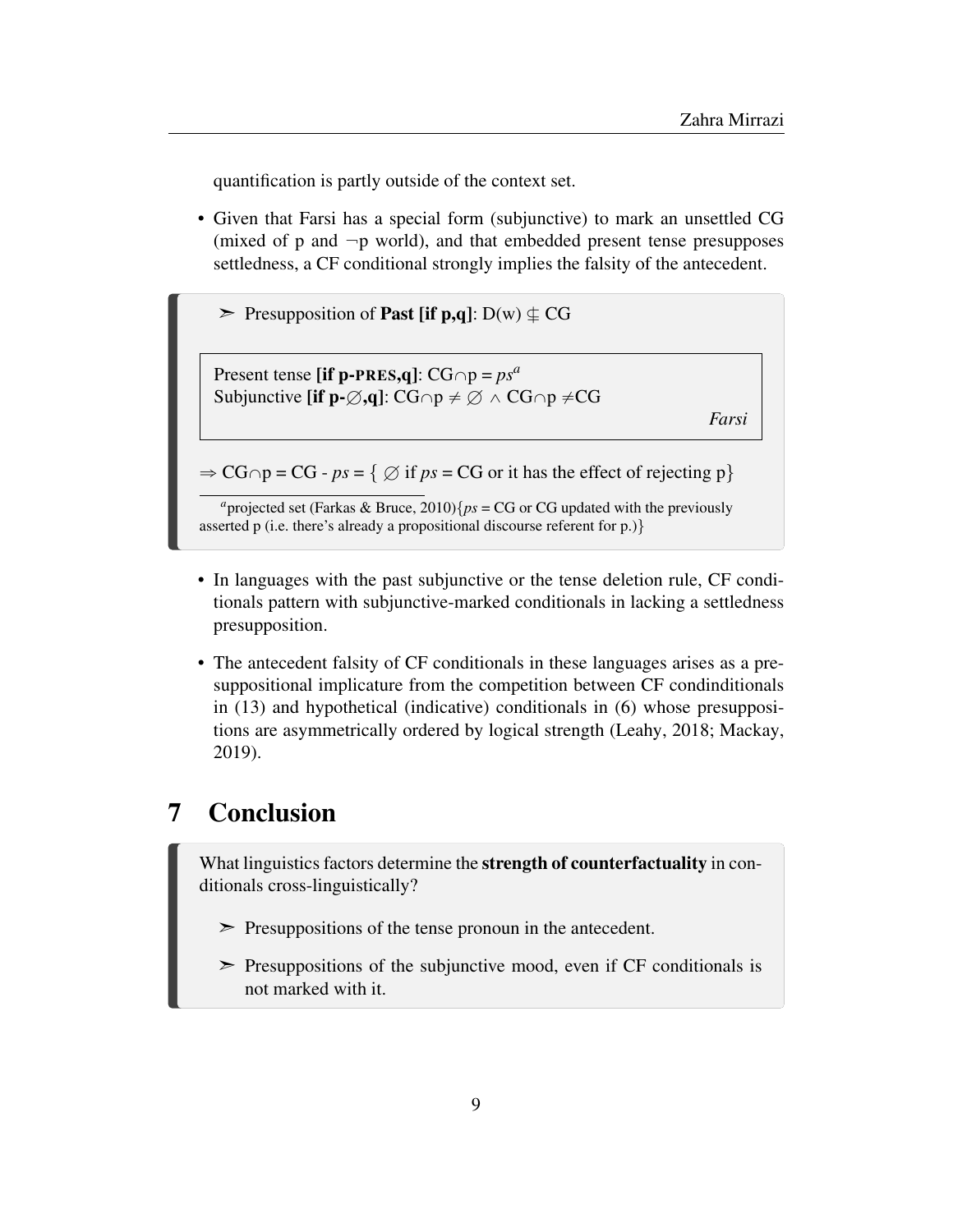quantification is partly outside of the context set.

- Given that Farsi has a special form (subjunctive) to mark an unsettled CG (mixed of p and ¬p world), and that embedded present tense presupposes settledness, a CF conditional strongly implies the falsity of the antecedent.

> ➢ Presupposition of **Past [if p,q]**: $D(w) \nsubseteq CG$
>
> Present tense **[if p-PRES,q]**: $CG \cap p = ps$[a]
> Subjunctive **[if p-∅,q]**: $CG \cap p \neq \varnothing \wedge CG \cap p \neq CG$
>
> *Farsi*
>
> $\Rightarrow CG \cap p = CG - ps = \{\varnothing$ if $ps = CG$ or it has the effect of rejecting p$\}$
>
> [a] projected set (Farkas & Bruce, 2010)$\{ps = CG$ or CG updated with the previously asserted p (i.e. there's already a propositional discourse referent for p.)$\}$

- In languages with the past subjunctive or the tense deletion rule, CF conditionals pattern with subjunctive-marked conditionals in lacking a settledness presupposition.
- The antecedent falsity of CF conditionals in these languages arises as a presuppositional implicature from the competition between CF condinditionals in (13) and hypothetical (indicative) conditionals in (6) whose presuppositions are asymmetrically ordered by logical strength (Leahy, 2018; Mackay, 2019).

# 7 Conclusion

> What linguistics factors determine the **strength of counterfactuality** in conditionals cross-linguistically?
>
> ➢ Presuppositions of the tense pronoun in the antecedent.
>
> ➢ Presuppositions of the subjunctive mood, even if CF conditionals is not marked with it.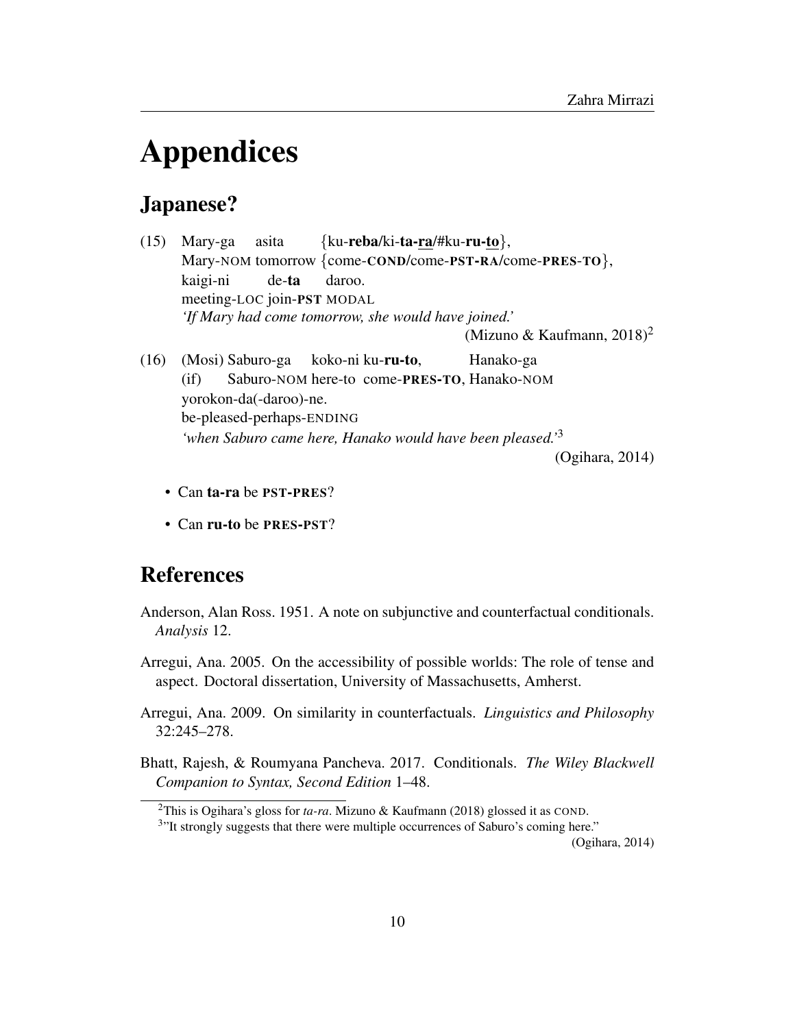# Appendices

## Japanese?

(15) Mary-ga asita {ku-**reba**/ki-**ta-ra**/#ku-**ru-to**},
Mary-NOM tomorrow {come-**COND**/come-**PST-RA**/come-**PRES-TO**},
kaigi-ni de-**ta** daroo.
meeting-LOC join-**PST** MODAL
*'If Mary had come tomorrow, she would have joined.'*
(Mizuno & Kaufmann, 2018)[2]

(16) (Mosi) Saburo-ga koko-ni ku-**ru-to**, Hanako-ga
(if) Saburo-NOM here-to come-**PRES-TO**, Hanako-NOM
yorokon-da(-daroo)-ne.
be-pleased-perhaps-ENDING
*'when Saburo came here, Hanako would have been pleased.'*[3]
(Ogihara, 2014)

- Can **ta-ra** be **PST-PRES**?
- Can **ru-to** be **PRES-PST**?

## References

Anderson, Alan Ross. 1951. A note on subjunctive and counterfactual conditionals. *Analysis* 12.

Arregui, Ana. 2005. On the accessibility of possible worlds: The role of tense and aspect. Doctoral dissertation, University of Massachusetts, Amherst.

Arregui, Ana. 2009. On similarity in counterfactuals. *Linguistics and Philosophy* 32:245–278.

Bhatt, Rajesh, & Roumyana Pancheva. 2017. Conditionals. *The Wiley Blackwell Companion to Syntax, Second Edition* 1–48.

---

[2] This is Ogihara's gloss for *ta-ra*. Mizuno & Kaufmann (2018) glossed it as COND.

[3] "It strongly suggests that there were multiple occurrences of Saburo's coming here." (Ogihara, 2014)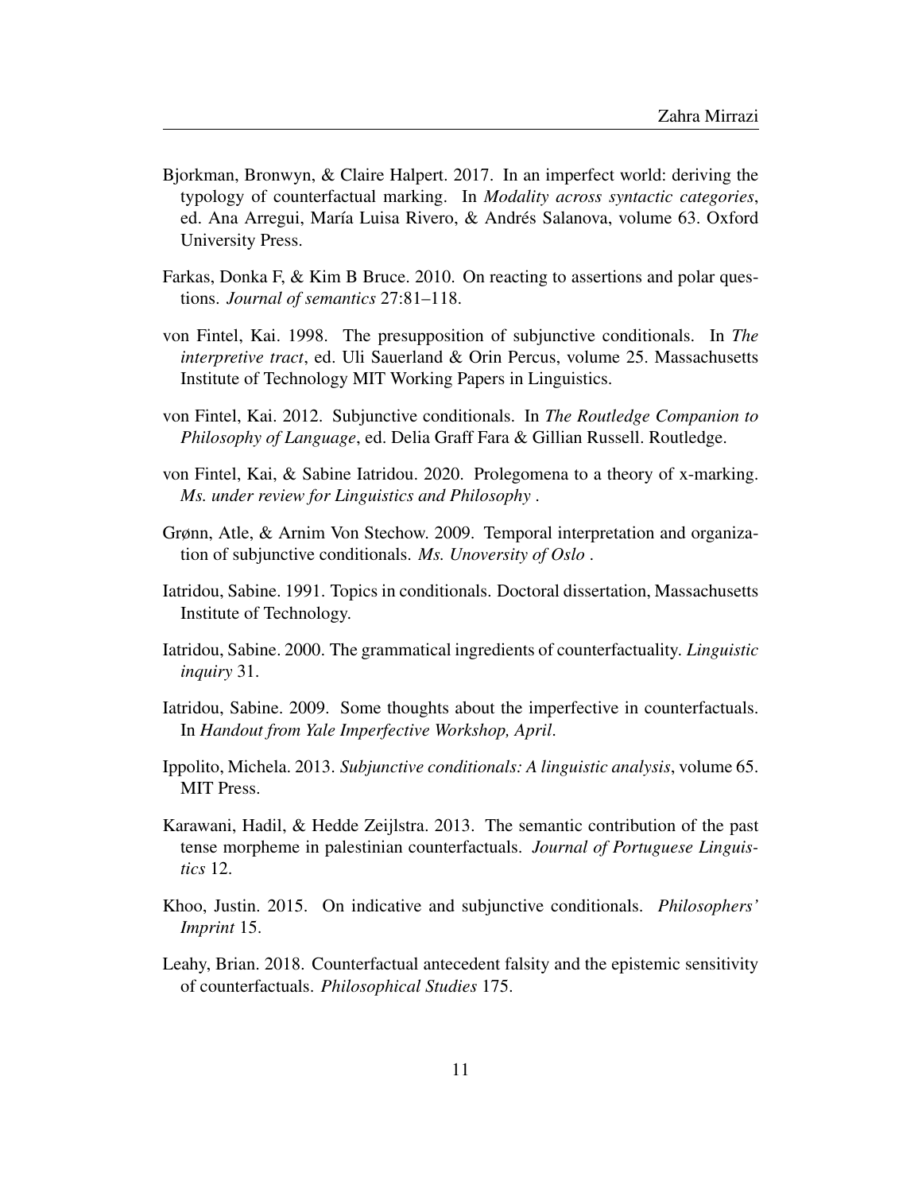Bjorkman, Bronwyn, & Claire Halpert. 2017. In an imperfect world: deriving the typology of counterfactual marking. In *Modality across syntactic categories*, ed. Ana Arregui, María Luisa Rivero, & Andrés Salanova, volume 63. Oxford University Press.

Farkas, Donka F, & Kim B Bruce. 2010. On reacting to assertions and polar questions. *Journal of semantics* 27:81–118.

von Fintel, Kai. 1998. The presupposition of subjunctive conditionals. In *The interpretive tract*, ed. Uli Sauerland & Orin Percus, volume 25. Massachusetts Institute of Technology MIT Working Papers in Linguistics.

von Fintel, Kai. 2012. Subjunctive conditionals. In *The Routledge Companion to Philosophy of Language*, ed. Delia Graff Fara & Gillian Russell. Routledge.

von Fintel, Kai, & Sabine Iatridou. 2020. Prolegomena to a theory of x-marking. *Ms. under review for Linguistics and Philosophy* .

Grønn, Atle, & Arnim Von Stechow. 2009. Temporal interpretation and organization of subjunctive conditionals. *Ms. Unoversity of Oslo* .

Iatridou, Sabine. 1991. Topics in conditionals. Doctoral dissertation, Massachusetts Institute of Technology.

Iatridou, Sabine. 2000. The grammatical ingredients of counterfactuality. *Linguistic inquiry* 31.

Iatridou, Sabine. 2009. Some thoughts about the imperfective in counterfactuals. In *Handout from Yale Imperfective Workshop, April*.

Ippolito, Michela. 2013. *Subjunctive conditionals: A linguistic analysis*, volume 65. MIT Press.

Karawani, Hadil, & Hedde Zeijlstra. 2013. The semantic contribution of the past tense morpheme in palestinian counterfactuals. *Journal of Portuguese Linguistics* 12.

Khoo, Justin. 2015. On indicative and subjunctive conditionals. *Philosophers' Imprint* 15.

Leahy, Brian. 2018. Counterfactual antecedent falsity and the epistemic sensitivity of counterfactuals. *Philosophical Studies* 175.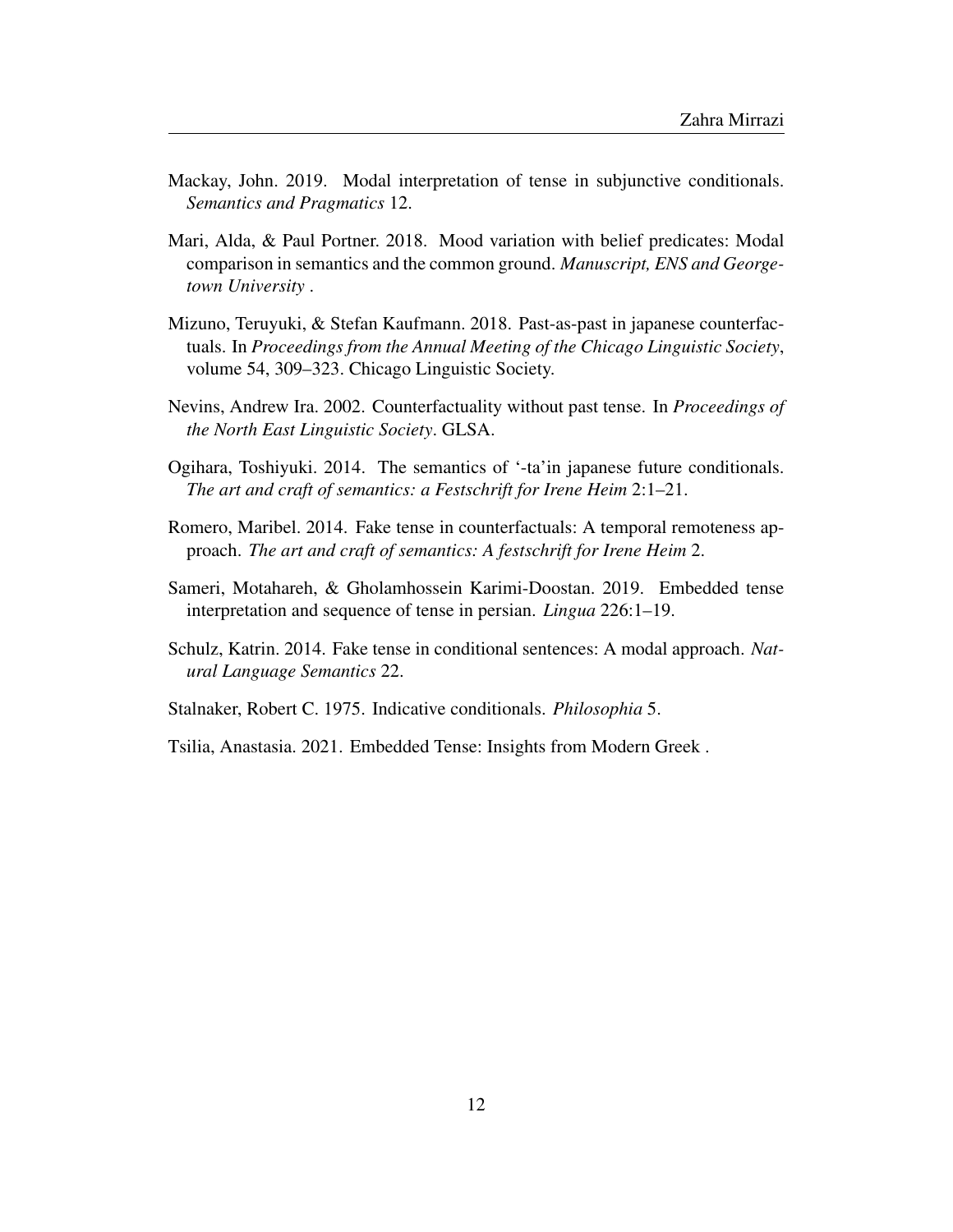Mackay, John. 2019. Modal interpretation of tense in subjunctive conditionals. *Semantics and Pragmatics* 12.

Mari, Alda, & Paul Portner. 2018. Mood variation with belief predicates: Modal comparison in semantics and the common ground. *Manuscript, ENS and Georgetown University* .

Mizuno, Teruyuki, & Stefan Kaufmann. 2018. Past-as-past in japanese counterfactuals. In *Proceedings from the Annual Meeting of the Chicago Linguistic Society*, volume 54, 309–323. Chicago Linguistic Society.

Nevins, Andrew Ira. 2002. Counterfactuality without past tense. In *Proceedings of the North East Linguistic Society*. GLSA.

Ogihara, Toshiyuki. 2014. The semantics of '-ta'in japanese future conditionals. *The art and craft of semantics: a Festschrift for Irene Heim* 2:1–21.

Romero, Maribel. 2014. Fake tense in counterfactuals: A temporal remoteness approach. *The art and craft of semantics: A festschrift for Irene Heim* 2.

Sameri, Motahareh, & Gholamhossein Karimi-Doostan. 2019. Embedded tense interpretation and sequence of tense in persian. *Lingua* 226:1–19.

Schulz, Katrin. 2014. Fake tense in conditional sentences: A modal approach. *Natural Language Semantics* 22.

Stalnaker, Robert C. 1975. Indicative conditionals. *Philosophia* 5.

Tsilia, Anastasia. 2021. Embedded Tense: Insights from Modern Greek .